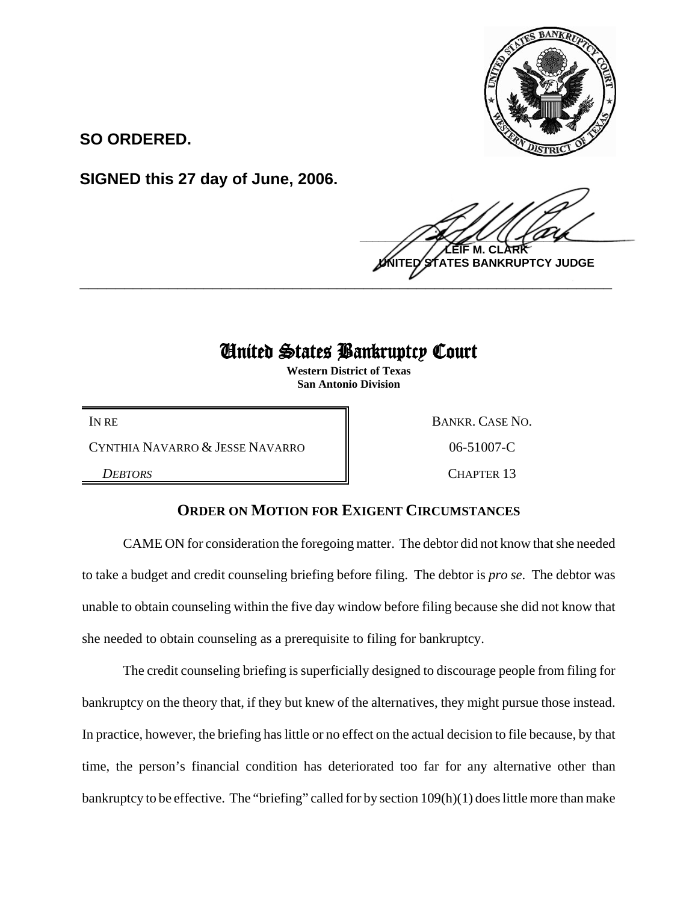**SO ORDERED.**

**SIGNED this 27 day of June, 2006.**

**LEIF M. CLARK**
**UNITED STATES BANKRUPTCY JUDGE**

---

# United States Bankruptcy Court

**Western District of Texas**
**San Antonio Division**

| IN RE | BANKR. CASE NO. |
|---|---|
| CYNTHIA NAVARRO & JESSE NAVARRO | 06-51007-C |
| *DEBTORS* | CHAPTER 13 |

## ORDER ON MOTION FOR EXIGENT CIRCUMSTANCES

CAME ON for consideration the foregoing matter. The debtor did not know that she needed to take a budget and credit counseling briefing before filing. The debtor is *pro se*. The debtor was unable to obtain counseling within the five day window before filing because she did not know that she needed to obtain counseling as a prerequisite to filing for bankruptcy.

The credit counseling briefing is superficially designed to discourage people from filing for bankruptcy on the theory that, if they but knew of the alternatives, they might pursue those instead. In practice, however, the briefing has little or no effect on the actual decision to file because, by that time, the person's financial condition has deteriorated too far for any alternative other than bankruptcy to be effective. The "briefing" called for by section 109(h)(1) does little more than make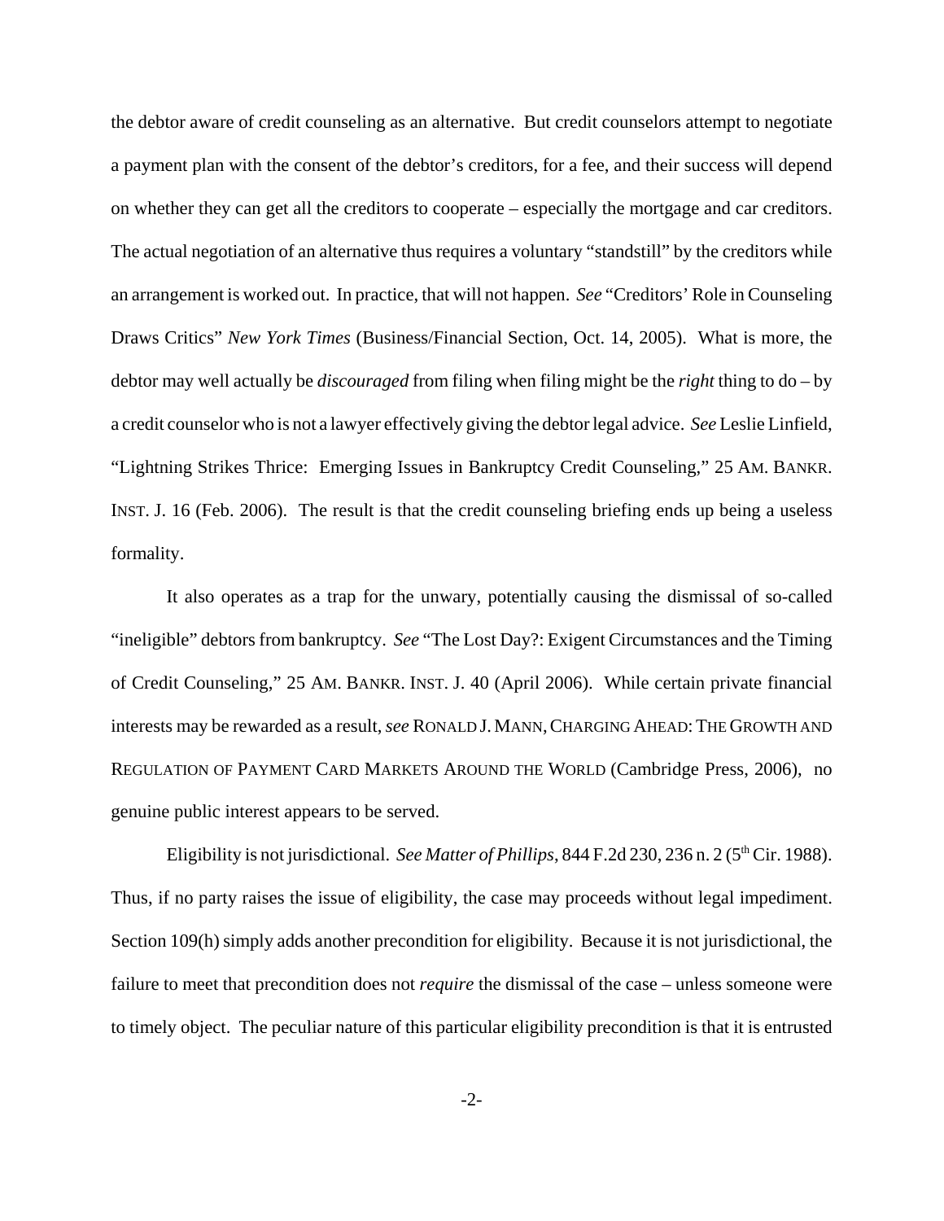the debtor aware of credit counseling as an alternative. But credit counselors attempt to negotiate a payment plan with the consent of the debtor's creditors, for a fee, and their success will depend on whether they can get all the creditors to cooperate – especially the mortgage and car creditors. The actual negotiation of an alternative thus requires a voluntary "standstill" by the creditors while an arrangement is worked out. In practice, that will not happen. *See* "Creditors' Role in Counseling Draws Critics" *New York Times* (Business/Financial Section, Oct. 14, 2005). What is more, the debtor may well actually be *discouraged* from filing when filing might be the *right* thing to do – by a credit counselor who is not a lawyer effectively giving the debtor legal advice. *See* Leslie Linfield, "Lightning Strikes Thrice: Emerging Issues in Bankruptcy Credit Counseling," 25 AM. BANKR. INST. J. 16 (Feb. 2006). The result is that the credit counseling briefing ends up being a useless formality.

It also operates as a trap for the unwary, potentially causing the dismissal of so-called "ineligible" debtors from bankruptcy. *See* "The Lost Day?: Exigent Circumstances and the Timing of Credit Counseling," 25 AM. BANKR. INST. J. 40 (April 2006). While certain private financial interests may be rewarded as a result, *see* RONALD J. MANN, CHARGING AHEAD: THE GROWTH AND REGULATION OF PAYMENT CARD MARKETS AROUND THE WORLD (Cambridge Press, 2006), no genuine public interest appears to be served.

Eligibility is not jurisdictional. *See Matter of Phillips*, 844 F.2d 230, 236 n. 2 (5th Cir. 1988). Thus, if no party raises the issue of eligibility, the case may proceeds without legal impediment. Section 109(h) simply adds another precondition for eligibility. Because it is not jurisdictional, the failure to meet that precondition does not *require* the dismissal of the case – unless someone were to timely object. The peculiar nature of this particular eligibility precondition is that it is entrusted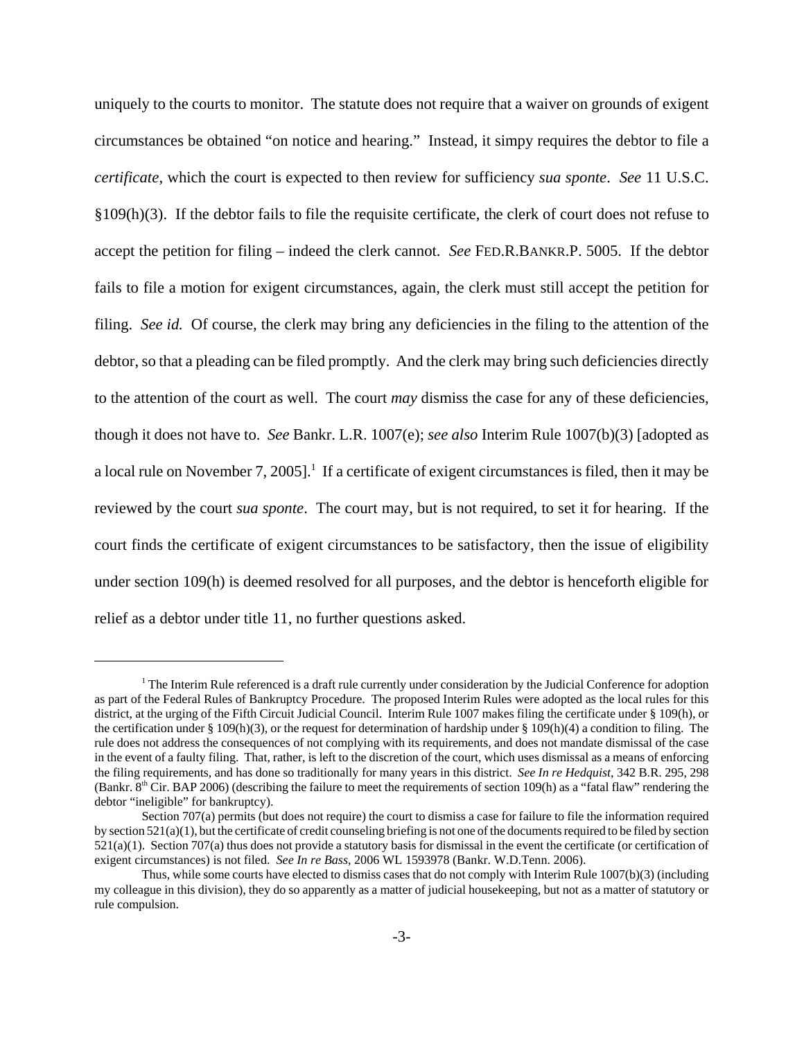uniquely to the courts to monitor. The statute does not require that a waiver on grounds of exigent circumstances be obtained "on notice and hearing." Instead, it simpy requires the debtor to file a *certificate*, which the court is expected to then review for sufficiency *sua sponte*. *See* 11 U.S.C. §109(h)(3). If the debtor fails to file the requisite certificate, the clerk of court does not refuse to accept the petition for filing – indeed the clerk cannot. *See* FED.R.BANKR.P. 5005. If the debtor fails to file a motion for exigent circumstances, again, the clerk must still accept the petition for filing. *See id.* Of course, the clerk may bring any deficiencies in the filing to the attention of the debtor, so that a pleading can be filed promptly. And the clerk may bring such deficiencies directly to the attention of the court as well. The court *may* dismiss the case for any of these deficiencies, though it does not have to. *See* Bankr. L.R. 1007(e); *see also* Interim Rule 1007(b)(3) [adopted as a local rule on November 7, 2005].[1] If a certificate of exigent circumstances is filed, then it may be reviewed by the court *sua sponte*. The court may, but is not required, to set it for hearing. If the court finds the certificate of exigent circumstances to be satisfactory, then the issue of eligibility under section 109(h) is deemed resolved for all purposes, and the debtor is henceforth eligible for relief as a debtor under title 11, no further questions asked.

---

[1] The Interim Rule referenced is a draft rule currently under consideration by the Judicial Conference for adoption as part of the Federal Rules of Bankruptcy Procedure. The proposed Interim Rules were adopted as the local rules for this district, at the urging of the Fifth Circuit Judicial Council. Interim Rule 1007 makes filing the certificate under § 109(h), or the certification under § 109(h)(3), or the request for determination of hardship under § 109(h)(4) a condition to filing. The rule does not address the consequences of not complying with its requirements, and does not mandate dismissal of the case in the event of a faulty filing. That, rather, is left to the discretion of the court, which uses dismissal as a means of enforcing the filing requirements, and has done so traditionally for many years in this district. *See In re Hedquist*, 342 B.R. 295, 298 (Bankr. 8th Cir. BAP 2006) (describing the failure to meet the requirements of section 109(h) as a "fatal flaw" rendering the debtor "ineligible" for bankruptcy).

Section 707(a) permits (but does not require) the court to dismiss a case for failure to file the information required by section 521(a)(1), but the certificate of credit counseling briefing is not one of the documents required to be filed by section 521(a)(1). Section 707(a) thus does not provide a statutory basis for dismissal in the event the certificate (or certification of exigent circumstances) is not filed. *See In re Bass*, 2006 WL 1593978 (Bankr. W.D.Tenn. 2006).

Thus, while some courts have elected to dismiss cases that do not comply with Interim Rule 1007(b)(3) (including my colleague in this division), they do so apparently as a matter of judicial housekeeping, but not as a matter of statutory or rule compulsion.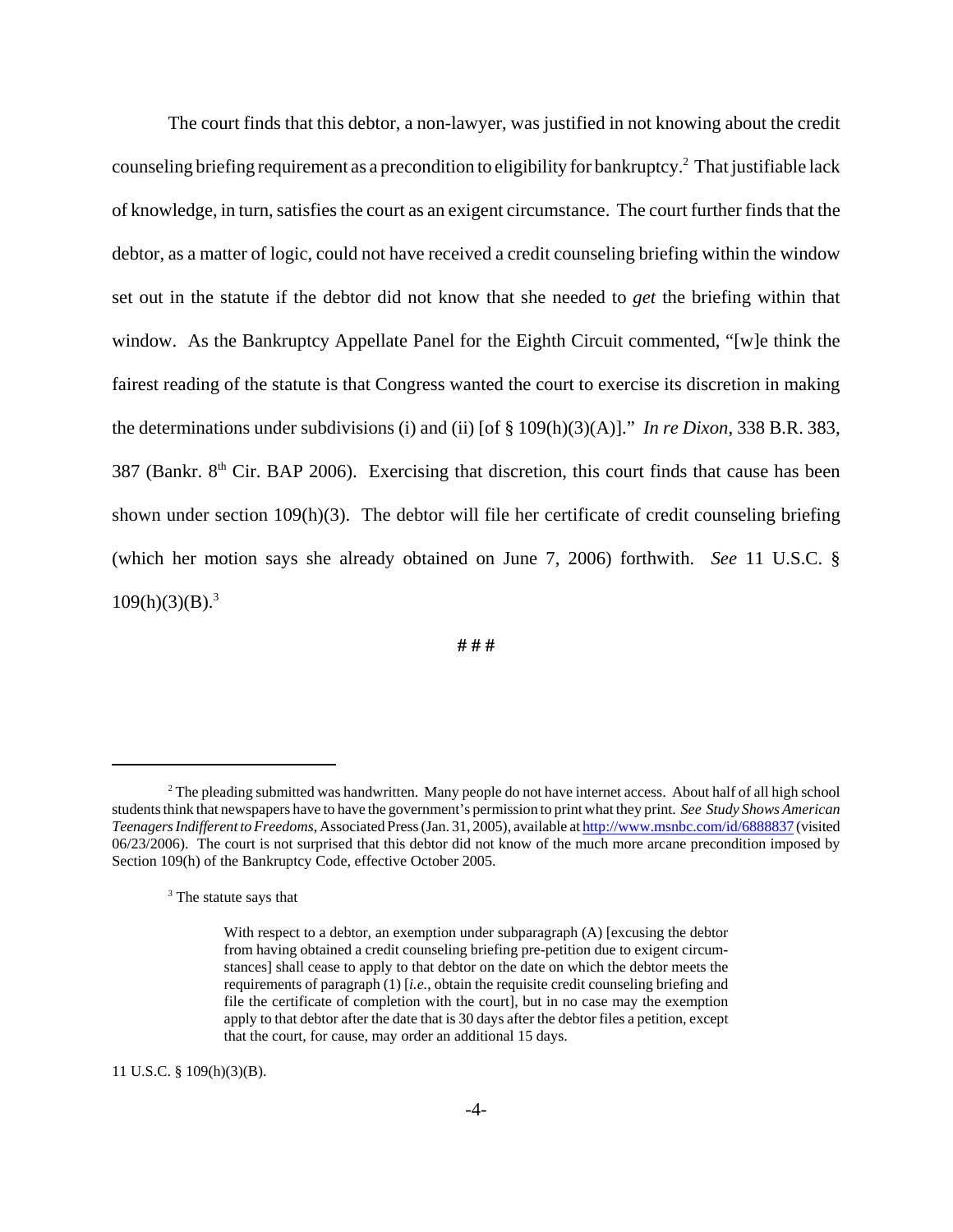The court finds that this debtor, a non-lawyer, was justified in not knowing about the credit counseling briefing requirement as a precondition to eligibility for bankruptcy.[2] That justifiable lack of knowledge, in turn, satisfies the court as an exigent circumstance. The court further finds that the debtor, as a matter of logic, could not have received a credit counseling briefing within the window set out in the statute if the debtor did not know that she needed to *get* the briefing within that window. As the Bankruptcy Appellate Panel for the Eighth Circuit commented, "[w]e think the fairest reading of the statute is that Congress wanted the court to exercise its discretion in making the determinations under subdivisions (i) and (ii) [of § 109(h)(3)(A)]." *In re Dixon*, 338 B.R. 383, 387 (Bankr. 8th Cir. BAP 2006). Exercising that discretion, this court finds that cause has been shown under section 109(h)(3). The debtor will file her certificate of credit counseling briefing (which her motion says she already obtained on June 7, 2006) forthwith. *See* 11 U.S.C. § 109(h)(3)(B).[3]

# # #

---

[2] The pleading submitted was handwritten. Many people do not have internet access. About half of all high school students think that newspapers have to have the government's permission to print what they print. *See Study Shows American Teenagers Indifferent to Freedoms*, Associated Press (Jan. 31, 2005), available at http://www.msnbc.com/id/6888837 (visited 06/23/2006). The court is not surprised that this debtor did not know of the much more arcane precondition imposed by Section 109(h) of the Bankruptcy Code, effective October 2005.

[3] The statute says that

> With respect to a debtor, an exemption under subparagraph (A) [excusing the debtor from having obtained a credit counseling briefing pre-petition due to exigent circumstances] shall cease to apply to that debtor on the date on which the debtor meets the requirements of paragraph (1) [*i.e.*, obtain the requisite credit counseling briefing and file the certificate of completion with the court], but in no case may the exemption apply to that debtor after the date that is 30 days after the debtor files a petition, except that the court, for cause, may order an additional 15 days.

11 U.S.C. § 109(h)(3)(B).